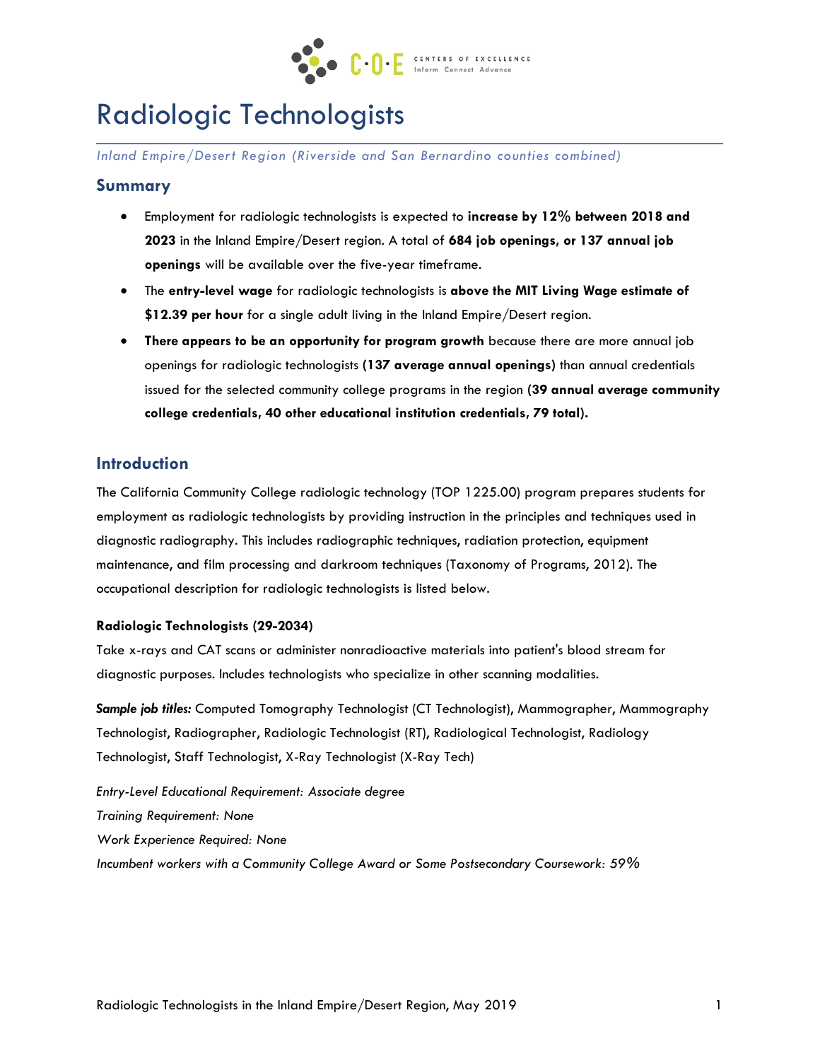# Radiologic Technologists

*Inland Empire/Desert Region (Riverside and San Bernardino counties combined)*

## Summary

- Employment for radiologic technologists is expected to **increase by 12% between 2018 and 2023** in the Inland Empire/Desert region. A total of **684 job openings, or 137 annual job openings** will be available over the five-year timeframe.
- The **entry-level wage** for radiologic technologists is **above the MIT Living Wage estimate of $12.39 per hour** for a single adult living in the Inland Empire/Desert region.
- **There appears to be an opportunity for program growth** because there are more annual job openings for radiologic technologists **(137 average annual openings)** than annual credentials issued for the selected community college programs in the region **(39 annual average community college credentials, 40 other educational institution credentials, 79 total).**

## Introduction

The California Community College radiologic technology (TOP 1225.00) program prepares students for employment as radiologic technologists by providing instruction in the principles and techniques used in diagnostic radiography. This includes radiographic techniques, radiation protection, equipment maintenance, and film processing and darkroom techniques (Taxonomy of Programs, 2012). The occupational description for radiologic technologists is listed below.

**Radiologic Technologists (29-2034)**

Take x-rays and CAT scans or administer nonradioactive materials into patient's blood stream for diagnostic purposes. Includes technologists who specialize in other scanning modalities.

***Sample job titles:*** Computed Tomography Technologist (CT Technologist), Mammographer, Mammography Technologist, Radiographer, Radiologic Technologist (RT), Radiological Technologist, Radiology Technologist, Staff Technologist, X-Ray Technologist (X-Ray Tech)

*Entry-Level Educational Requirement: Associate degree*

*Training Requirement: None*

*Work Experience Required: None*

*Incumbent workers with a Community College Award or Some Postsecondary Coursework: 59%*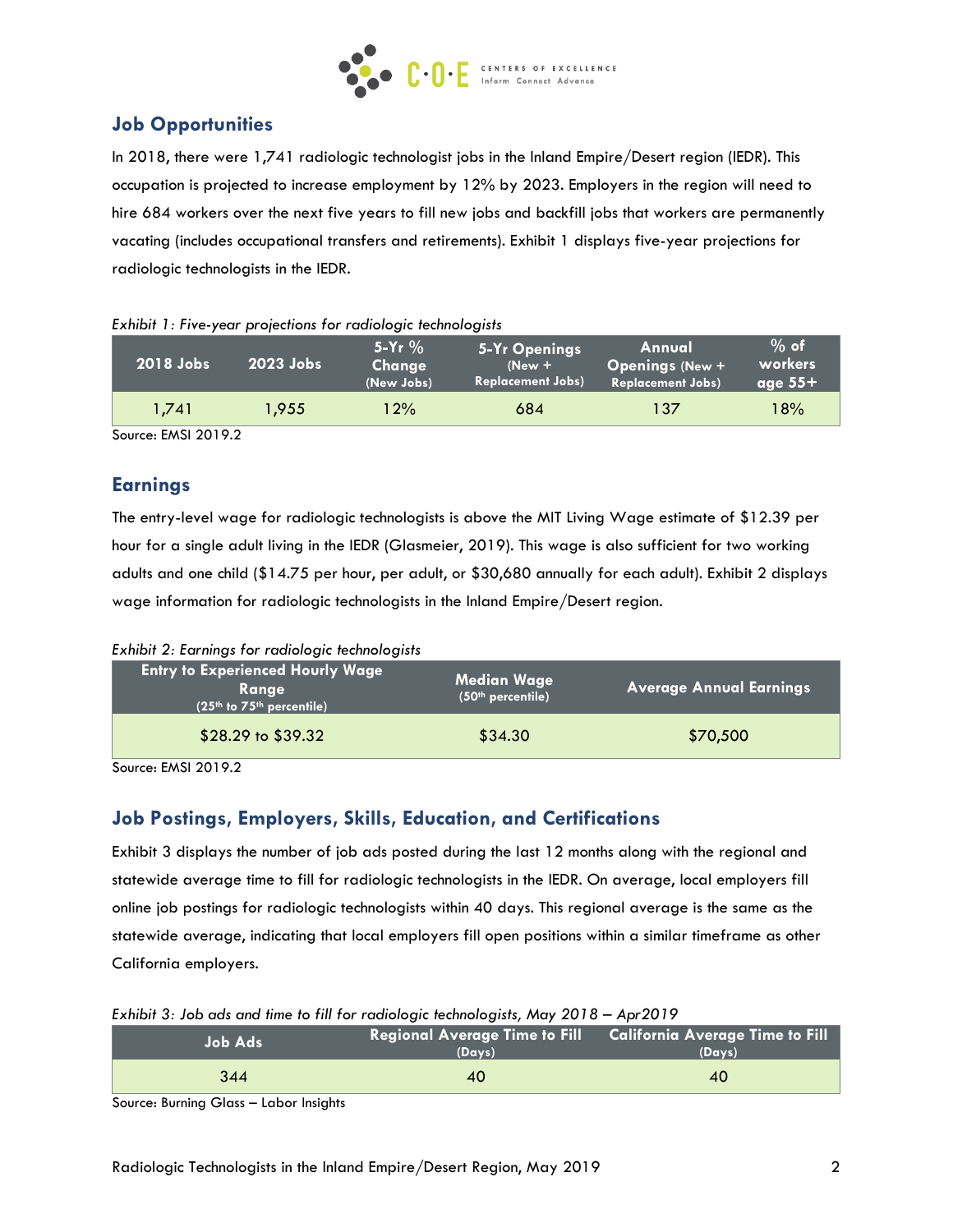## Job Opportunities

In 2018, there were 1,741 radiologic technologist jobs in the Inland Empire/Desert region (IEDR). This occupation is projected to increase employment by 12% by 2023. Employers in the region will need to hire 684 workers over the next five years to fill new jobs and backfill jobs that workers are permanently vacating (includes occupational transfers and retirements). Exhibit 1 displays five-year projections for radiologic technologists in the IEDR.

*Exhibit 1: Five-year projections for radiologic technologists*

| 2018 Jobs | 2023 Jobs | 5-Yr % Change (New Jobs) | 5-Yr Openings (New + Replacement Jobs) | Annual Openings (New + Replacement Jobs) | % of workers age 55+ |
|---|---|---|---|---|---|
| 1,741 | 1,955 | 12% | 684 | 137 | 18% |

Source: EMSI 2019.2

## Earnings

The entry-level wage for radiologic technologists is above the MIT Living Wage estimate of $12.39 per hour for a single adult living in the IEDR (Glasmeier, 2019). This wage is also sufficient for two working adults and one child ($14.75 per hour, per adult, or $30,680 annually for each adult). Exhibit 2 displays wage information for radiologic technologists in the Inland Empire/Desert region.

*Exhibit 2: Earnings for radiologic technologists*

| Entry to Experienced Hourly Wage Range (25th to 75th percentile) | Median Wage (50th percentile) | Average Annual Earnings |
|---|---|---|
| $28.29 to $39.32 | $34.30 | $70,500 |

Source: EMSI 2019.2

## Job Postings, Employers, Skills, Education, and Certifications

Exhibit 3 displays the number of job ads posted during the last 12 months along with the regional and statewide average time to fill for radiologic technologists in the IEDR. On average, local employers fill online job postings for radiologic technologists within 40 days. This regional average is the same as the statewide average, indicating that local employers fill open positions within a similar timeframe as other California employers.

*Exhibit 3: Job ads and time to fill for radiologic technologists, May 2018 – Apr2019*

| Job Ads | Regional Average Time to Fill (Days) | California Average Time to Fill (Days) |
|---|---|---|
| 344 | 40 | 40 |

Source: Burning Glass – Labor Insights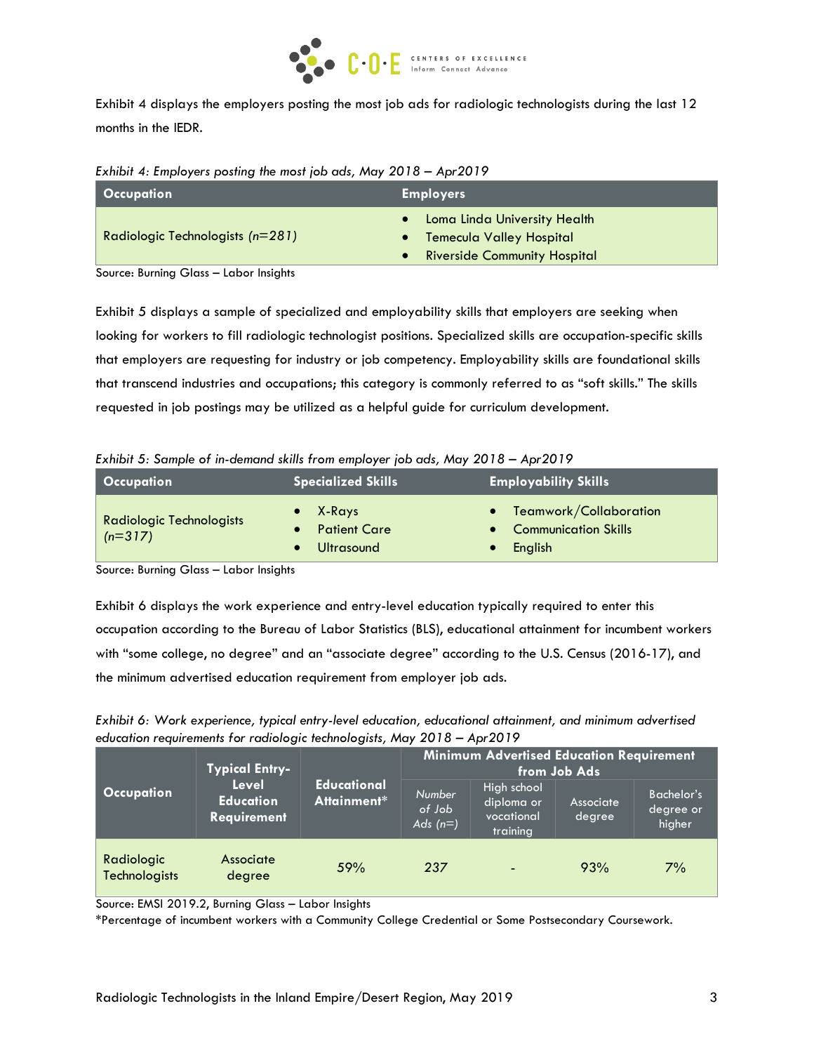Exhibit 4 displays the employers posting the most job ads for radiologic technologists during the last 12 months in the IEDR.

*Exhibit 4: Employers posting the most job ads, May 2018 – Apr2019*

| Occupation | Employers |
|---|---|
| Radiologic Technologists *(n=281)* | • Loma Linda University Health<br>• Temecula Valley Hospital<br>• Riverside Community Hospital |

Source: Burning Glass – Labor Insights

Exhibit 5 displays a sample of specialized and employability skills that employers are seeking when looking for workers to fill radiologic technologist positions. Specialized skills are occupation-specific skills that employers are requesting for industry or job competency. Employability skills are foundational skills that transcend industries and occupations; this category is commonly referred to as "soft skills." The skills requested in job postings may be utilized as a helpful guide for curriculum development.

*Exhibit 5: Sample of in-demand skills from employer job ads, May 2018 – Apr2019*

| Occupation | Specialized Skills | Employability Skills |
|---|---|---|
| Radiologic Technologists *(n=317)* | • X-Rays<br>• Patient Care<br>• Ultrasound | • Teamwork/Collaboration<br>• Communication Skills<br>• English |

Source: Burning Glass – Labor Insights

Exhibit 6 displays the work experience and entry-level education typically required to enter this occupation according to the Bureau of Labor Statistics (BLS), educational attainment for incumbent workers with "some college, no degree" and an "associate degree" according to the U.S. Census (2016-17), and the minimum advertised education requirement from employer job ads.

*Exhibit 6: Work experience, typical entry-level education, educational attainment, and minimum advertised education requirements for radiologic technologists, May 2018 – Apr2019*

| Occupation | Typical Entry-Level Education Requirement | Educational Attainment* | Minimum Advertised Education Requirement from Job Ads | | | |
|---|---|---|---|---|---|---|
| | | | *Number of Job Ads (n=)* | High school diploma or vocational training | Associate degree | Bachelor's degree or higher |
| Radiologic Technologists | Associate degree | 59% | 237 | - | 93% | 7% |

Source: EMSI 2019.2, Burning Glass – Labor Insights
*Percentage of incumbent workers with a Community College Credential or Some Postsecondary Coursework.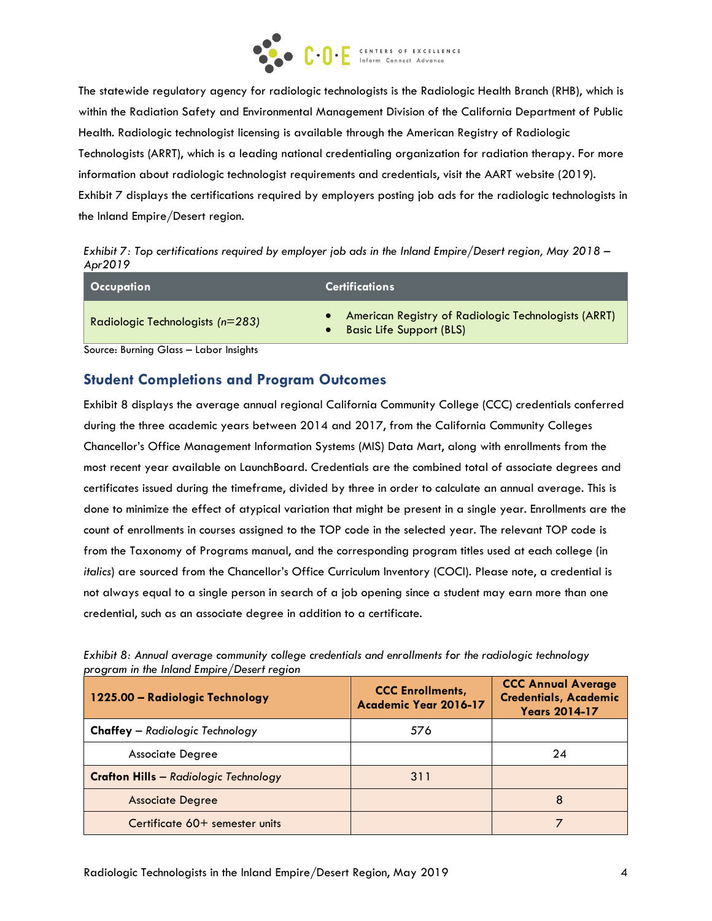The statewide regulatory agency for radiologic technologists is the Radiologic Health Branch (RHB), which is within the Radiation Safety and Environmental Management Division of the California Department of Public Health. Radiologic technologist licensing is available through the American Registry of Radiologic Technologists (ARRT), which is a leading national credentialing organization for radiation therapy. For more information about radiologic technologist requirements and credentials, visit the AART website (2019). Exhibit 7 displays the certifications required by employers posting job ads for the radiologic technologists in the Inland Empire/Desert region.

*Exhibit 7: Top certifications required by employer job ads in the Inland Empire/Desert region, May 2018 – Apr2019*

| Occupation | Certifications |
|---|---|
| Radiologic Technologists *(n=283)* | • American Registry of Radiologic Technologists (ARRT)<br>• Basic Life Support (BLS) |

Source: Burning Glass – Labor Insights

## Student Completions and Program Outcomes

Exhibit 8 displays the average annual regional California Community College (CCC) credentials conferred during the three academic years between 2014 and 2017, from the California Community Colleges Chancellor's Office Management Information Systems (MIS) Data Mart, along with enrollments from the most recent year available on LaunchBoard. Credentials are the combined total of associate degrees and certificates issued during the timeframe, divided by three in order to calculate an annual average. This is done to minimize the effect of atypical variation that might be present in a single year. Enrollments are the count of enrollments in courses assigned to the TOP code in the selected year. The relevant TOP code is from the Taxonomy of Programs manual, and the corresponding program titles used at each college (in *italics*) are sourced from the Chancellor's Office Curriculum Inventory (COCI). Please note, a credential is not always equal to a single person in search of a job opening since a student may earn more than one credential, such as an associate degree in addition to a certificate.

*Exhibit 8: Annual average community college credentials and enrollments for the radiologic technology program in the Inland Empire/Desert region*

| 1225.00 – Radiologic Technology | CCC Enrollments, Academic Year 2016-17 | CCC Annual Average Credentials, Academic Years 2014-17 |
|---|---|---|
| **Chaffey** – *Radiologic Technology* | 576 | |
| Associate Degree | | 24 |
| **Crafton Hills** – *Radiologic Technology* | 311 | |
| Associate Degree | | 8 |
| Certificate 60+ semester units | | 7 |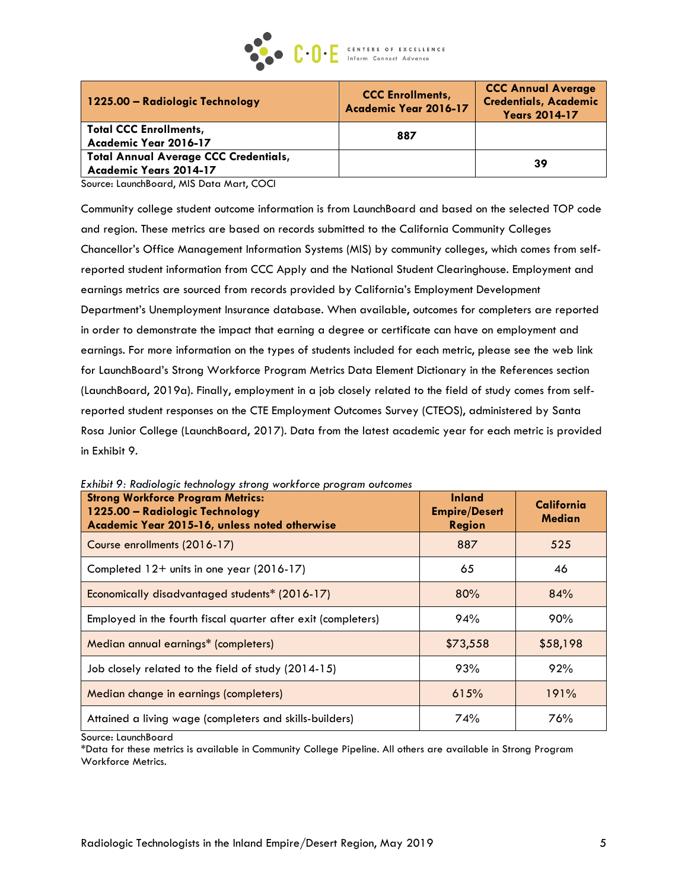| 1225.00 – Radiologic Technology | CCC Enrollments, Academic Year 2016-17 | CCC Annual Average Credentials, Academic Years 2014-17 |
|---|---|---|
| Total CCC Enrollments, Academic Year 2016-17 | 887 | |
| Total Annual Average CCC Credentials, Academic Years 2014-17 | | 39 |

Source: LaunchBoard, MIS Data Mart, COCI

Community college student outcome information is from LaunchBoard and based on the selected TOP code and region. These metrics are based on records submitted to the California Community Colleges Chancellor's Office Management Information Systems (MIS) by community colleges, which comes from self-reported student information from CCC Apply and the National Student Clearinghouse. Employment and earnings metrics are sourced from records provided by California's Employment Development Department's Unemployment Insurance database. When available, outcomes for completers are reported in order to demonstrate the impact that earning a degree or certificate can have on employment and earnings. For more information on the types of students included for each metric, please see the web link for LaunchBoard's Strong Workforce Program Metrics Data Element Dictionary in the References section (LaunchBoard, 2019a). Finally, employment in a job closely related to the field of study comes from self-reported student responses on the CTE Employment Outcomes Survey (CTEOS), administered by Santa Rosa Junior College (LaunchBoard, 2017). Data from the latest academic year for each metric is provided in Exhibit 9.

*Exhibit 9: Radiologic technology strong workforce program outcomes*

| Strong Workforce Program Metrics: 1225.00 – Radiologic Technology Academic Year 2015-16, unless noted otherwise | Inland Empire/Desert Region | California Median |
|---|---|---|
| Course enrollments (2016-17) | 887 | 525 |
| Completed 12+ units in one year (2016-17) | 65 | 46 |
| Economically disadvantaged students* (2016-17) | 80% | 84% |
| Employed in the fourth fiscal quarter after exit (completers) | 94% | 90% |
| Median annual earnings* (completers) | $73,558 | $58,198 |
| Job closely related to the field of study (2014-15) | 93% | 92% |
| Median change in earnings (completers) | 615% | 191% |
| Attained a living wage (completers and skills-builders) | 74% | 76% |

Source: LaunchBoard

*Data for these metrics is available in Community College Pipeline. All others are available in Strong Program Workforce Metrics.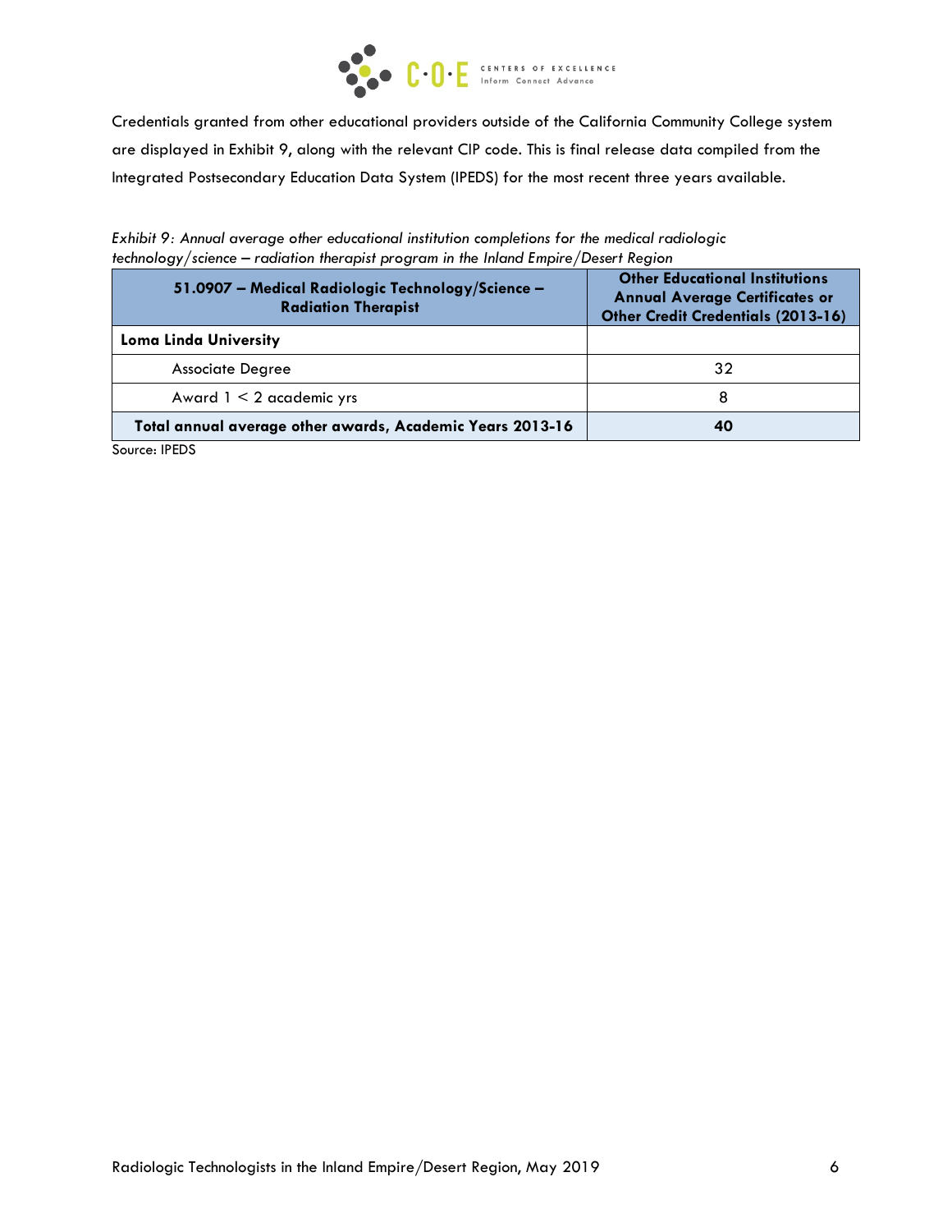Credentials granted from other educational providers outside of the California Community College system are displayed in Exhibit 9, along with the relevant CIP code. This is final release data compiled from the Integrated Postsecondary Education Data System (IPEDS) for the most recent three years available.

*Exhibit 9: Annual average other educational institution completions for the medical radiologic technology/science – radiation therapist program in the Inland Empire/Desert Region*

| 51.0907 – Medical Radiologic Technology/Science – Radiation Therapist | Other Educational Institutions Annual Average Certificates or Other Credit Credentials (2013-16) |
|---|---|
| **Loma Linda University** | |
| Associate Degree | 32 |
| Award 1 < 2 academic yrs | 8 |
| **Total annual average other awards, Academic Years 2013-16** | **40** |

Source: IPEDS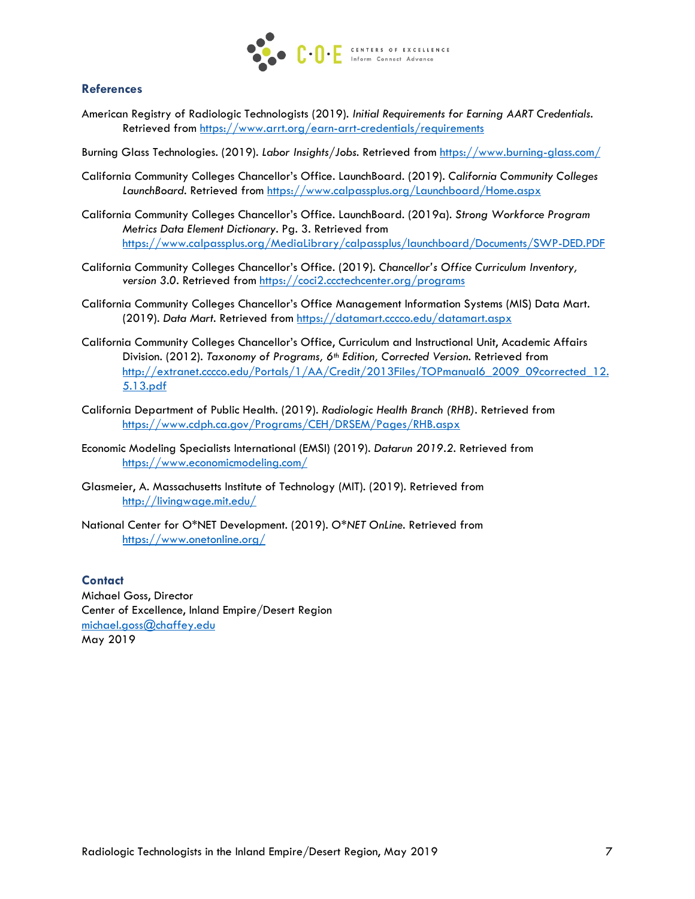## References

American Registry of Radiologic Technologists (2019). *Initial Requirements for Earning AART Credentials*. Retrieved from https://www.arrt.org/earn-arrt-credentials/requirements

Burning Glass Technologies. (2019). *Labor Insights/Jobs*. Retrieved from https://www.burning-glass.com/

California Community Colleges Chancellor's Office. LaunchBoard. (2019). *California Community Colleges LaunchBoard*. Retrieved from https://www.calpassplus.org/Launchboard/Home.aspx

California Community Colleges Chancellor's Office. LaunchBoard. (2019a). *Strong Workforce Program Metrics Data Element Dictionary*. Pg. 3. Retrieved from https://www.calpassplus.org/MediaLibrary/calpassplus/launchboard/Documents/SWP-DED.PDF

California Community Colleges Chancellor's Office. (2019). *Chancellor's Office Curriculum Inventory, version 3.0*. Retrieved from https://coci2.ccctechcenter.org/programs

California Community Colleges Chancellor's Office Management Information Systems (MIS) Data Mart. (2019). *Data Mart*. Retrieved from https://datamart.cccco.edu/datamart.aspx

California Community Colleges Chancellor's Office, Curriculum and Instructional Unit, Academic Affairs Division. (2012). *Taxonomy of Programs, 6th Edition, Corrected Version*. Retrieved from http://extranet.cccco.edu/Portals/1/AA/Credit/2013Files/TOPmanual6_2009_09corrected_12.5.13.pdf

California Department of Public Health. (2019). *Radiologic Health Branch (RHB)*. Retrieved from https://www.cdph.ca.gov/Programs/CEH/DRSEM/Pages/RHB.aspx

Economic Modeling Specialists International (EMSI) (2019). *Datarun 2019.2*. Retrieved from https://www.economicmodeling.com/

Glasmeier, A. Massachusetts Institute of Technology (MIT). (2019). Retrieved from http://livingwage.mit.edu/

National Center for O*NET Development. (2019). *O*NET OnLine*. Retrieved from https://www.onetonline.org/

## Contact

Michael Goss, Director
Center of Excellence, Inland Empire/Desert Region
michael.goss@chaffey.edu
May 2019